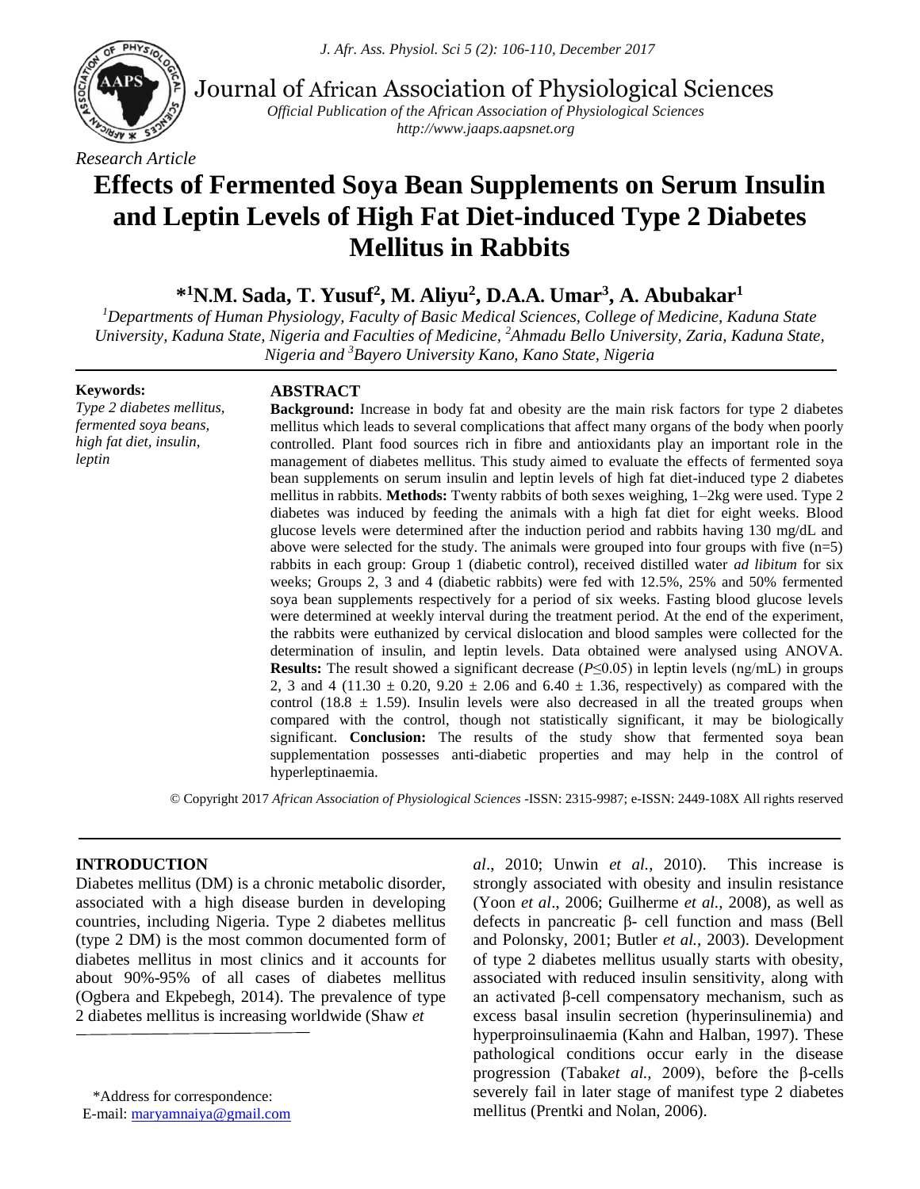*Research Article*

# Effects of Fermented Soya Bean Supplements on Serum Insulin and Leptin Levels of High Fat Diet-induced Type 2 Diabetes Mellitus in Rabbits

**\*[1]N.M. Sada, T. Yusuf[2], M. Aliyu[2], D.A.A. Umar[3], A. Abubakar[1]**

[1]*Departments of Human Physiology, Faculty of Basic Medical Sciences, College of Medicine, Kaduna State University, Kaduna State, Nigeria and Faculties of Medicine,* [2]*Ahmadu Bello University, Zaria, Kaduna State, Nigeria and* [3]*Bayero University Kano, Kano State, Nigeria*

**Keywords:**
*Type 2 diabetes mellitus, fermented soya beans, high fat diet, insulin, leptin*

## ABSTRACT

**Background:** Increase in body fat and obesity are the main risk factors for type 2 diabetes mellitus which leads to several complications that affect many organs of the body when poorly controlled. Plant food sources rich in fibre and antioxidants play an important role in the management of diabetes mellitus. This study aimed to evaluate the effects of fermented soya bean supplements on serum insulin and leptin levels of high fat diet-induced type 2 diabetes mellitus in rabbits. **Methods:** Twenty rabbits of both sexes weighing, 1–2kg were used. Type 2 diabetes was induced by feeding the animals with a high fat diet for eight weeks. Blood glucose levels were determined after the induction period and rabbits having 130 mg/dL and above were selected for the study. The animals were grouped into four groups with five (n=5) rabbits in each group: Group 1 (diabetic control), received distilled water *ad libitum* for six weeks; Groups 2, 3 and 4 (diabetic rabbits) were fed with 12.5%, 25% and 50% fermented soya bean supplements respectively for a period of six weeks. Fasting blood glucose levels were determined at weekly interval during the treatment period. At the end of the experiment, the rabbits were euthanized by cervical dislocation and blood samples were collected for the determination of insulin, and leptin levels. Data obtained were analysed using ANOVA. **Results:** The result showed a significant decrease ($P \leq 0.05$) in leptin levels (ng/mL) in groups 2, 3 and 4 ($11.30 \pm 0.20$, $9.20 \pm 2.06$ and $6.40 \pm 1.36$, respectively) as compared with the control ($18.8 \pm 1.59$). Insulin levels were also decreased in all the treated groups when compared with the control, though not statistically significant, it may be biologically significant. **Conclusion:** The results of the study show that fermented soya bean supplementation possesses anti-diabetic properties and may help in the control of hyperleptinaemia.

© Copyright 2017 *African Association of Physiological Sciences* -ISSN: 2315-9987; e-ISSN: 2449-108X All rights reserved

## INTRODUCTION

Diabetes mellitus (DM) is a chronic metabolic disorder, associated with a high disease burden in developing countries, including Nigeria. Type 2 diabetes mellitus (type 2 DM) is the most common documented form of diabetes mellitus in most clinics and it accounts for about 90%-95% of all cases of diabetes mellitus (Ogbera and Ekpebegh, 2014). The prevalence of type 2 diabetes mellitus is increasing worldwide (Shaw *et al*., 2010; Unwin *et al.,* 2010). This increase is strongly associated with obesity and insulin resistance (Yoon *et al*., 2006; Guilherme *et al.,* 2008), as well as defects in pancreatic β- cell function and mass (Bell and Polonsky, 2001; Butler *et al.,* 2003). Development of type 2 diabetes mellitus usually starts with obesity, associated with reduced insulin sensitivity, along with an activated β-cell compensatory mechanism, such as excess basal insulin secretion (hyperinsulinemia) and hyperproinsulinaemia (Kahn and Halban, 1997). These pathological conditions occur early in the disease progression (Tabak*et al.,* 2009), before the β-cells severely fail in later stage of manifest type 2 diabetes mellitus (Prentki and Nolan, 2006).

\*Address for correspondence:
E-mail: maryamnaiya@gmail.com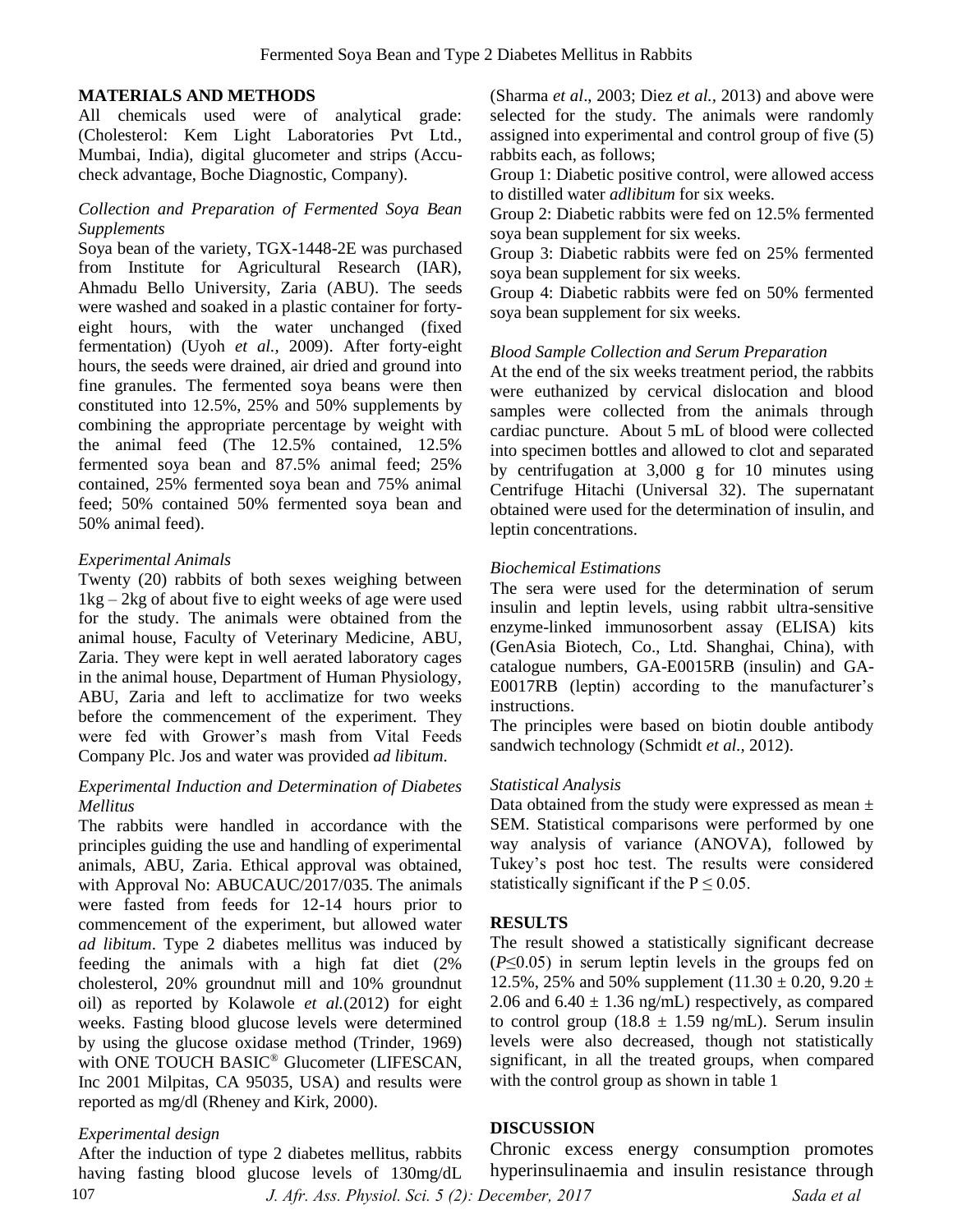## MATERIALS AND METHODS

All chemicals used were of analytical grade: (Cholesterol: Kem Light Laboratories Pvt Ltd., Mumbai, India), digital glucometer and strips (Accu-check advantage, Boche Diagnostic, Company).

### *Collection and Preparation of Fermented Soya Bean Supplements*

Soya bean of the variety, TGX-1448-2E was purchased from Institute for Agricultural Research (IAR), Ahmadu Bello University, Zaria (ABU). The seeds were washed and soaked in a plastic container for forty-eight hours, with the water unchanged (fixed fermentation) (Uyoh *et al.,* 2009). After forty-eight hours, the seeds were drained, air dried and ground into fine granules. The fermented soya beans were then constituted into 12.5%, 25% and 50% supplements by combining the appropriate percentage by weight with the animal feed (The 12.5% contained, 12.5% fermented soya bean and 87.5% animal feed; 25% contained, 25% fermented soya bean and 75% animal feed; 50% contained 50% fermented soya bean and 50% animal feed).

### *Experimental Animals*

Twenty (20) rabbits of both sexes weighing between 1kg – 2kg of about five to eight weeks of age were used for the study. The animals were obtained from the animal house, Faculty of Veterinary Medicine, ABU, Zaria. They were kept in well aerated laboratory cages in the animal house, Department of Human Physiology, ABU, Zaria and left to acclimatize for two weeks before the commencement of the experiment. They were fed with Grower's mash from Vital Feeds Company Plc. Jos and water was provided *ad libitum*.

### *Experimental Induction and Determination of Diabetes Mellitus*

The rabbits were handled in accordance with the principles guiding the use and handling of experimental animals, ABU, Zaria. Ethical approval was obtained, with Approval No: ABUCAUC/2017/035. The animals were fasted from feeds for 12-14 hours prior to commencement of the experiment, but allowed water *ad libitum*. Type 2 diabetes mellitus was induced by feeding the animals with a high fat diet (2% cholesterol, 20% groundnut mill and 10% groundnut oil) as reported by Kolawole *et al.*(2012) for eight weeks. Fasting blood glucose levels were determined by using the glucose oxidase method (Trinder, 1969) with ONE TOUCH BASIC® Glucometer (LIFESCAN, Inc 2001 Milpitas, CA 95035, USA) and results were reported as mg/dl (Rheney and Kirk, 2000).

### *Experimental design*

After the induction of type 2 diabetes mellitus, rabbits having fasting blood glucose levels of 130mg/dL (Sharma *et al*., 2003; Diez *et al.,* 2013) and above were selected for the study. The animals were randomly assigned into experimental and control group of five (5) rabbits each, as follows;

Group 1: Diabetic positive control, were allowed access to distilled water *adlibitum* for six weeks.

Group 2: Diabetic rabbits were fed on 12.5% fermented soya bean supplement for six weeks.

Group 3: Diabetic rabbits were fed on 25% fermented soya bean supplement for six weeks.

Group 4: Diabetic rabbits were fed on 50% fermented soya bean supplement for six weeks.

### *Blood Sample Collection and Serum Preparation*

At the end of the six weeks treatment period, the rabbits were euthanized by cervical dislocation and blood samples were collected from the animals through cardiac puncture. About 5 mL of blood were collected into specimen bottles and allowed to clot and separated by centrifugation at 3,000 g for 10 minutes using Centrifuge Hitachi (Universal 32). The supernatant obtained were used for the determination of insulin, and leptin concentrations.

### *Biochemical Estimations*

The sera were used for the determination of serum insulin and leptin levels, using rabbit ultra-sensitive enzyme-linked immunosorbent assay (ELISA) kits (GenAsia Biotech, Co., Ltd. Shanghai, China), with catalogue numbers, GA-E0015RB (insulin) and GA-E0017RB (leptin) according to the manufacturer's instructions.

The principles were based on biotin double antibody sandwich technology (Schmidt *et al.,* 2012).

### *Statistical Analysis*

Data obtained from the study were expressed as mean ± SEM. Statistical comparisons were performed by one way analysis of variance (ANOVA), followed by Tukey's post hoc test. The results were considered statistically significant if the $P \leq 0.05$.

## RESULTS

The result showed a statistically significant decrease ($P \leq 0.05$) in serum leptin levels in the groups fed on 12.5%, 25% and 50% supplement (11.30 ± 0.20, 9.20 ± 2.06 and 6.40 ± 1.36 ng/mL) respectively, as compared to control group (18.8 ± 1.59 ng/mL). Serum insulin levels were also decreased, though not statistically significant, in all the treated groups, when compared with the control group as shown in table 1

## DISCUSSION

Chronic excess energy consumption promotes hyperinsulinaemia and insulin resistance through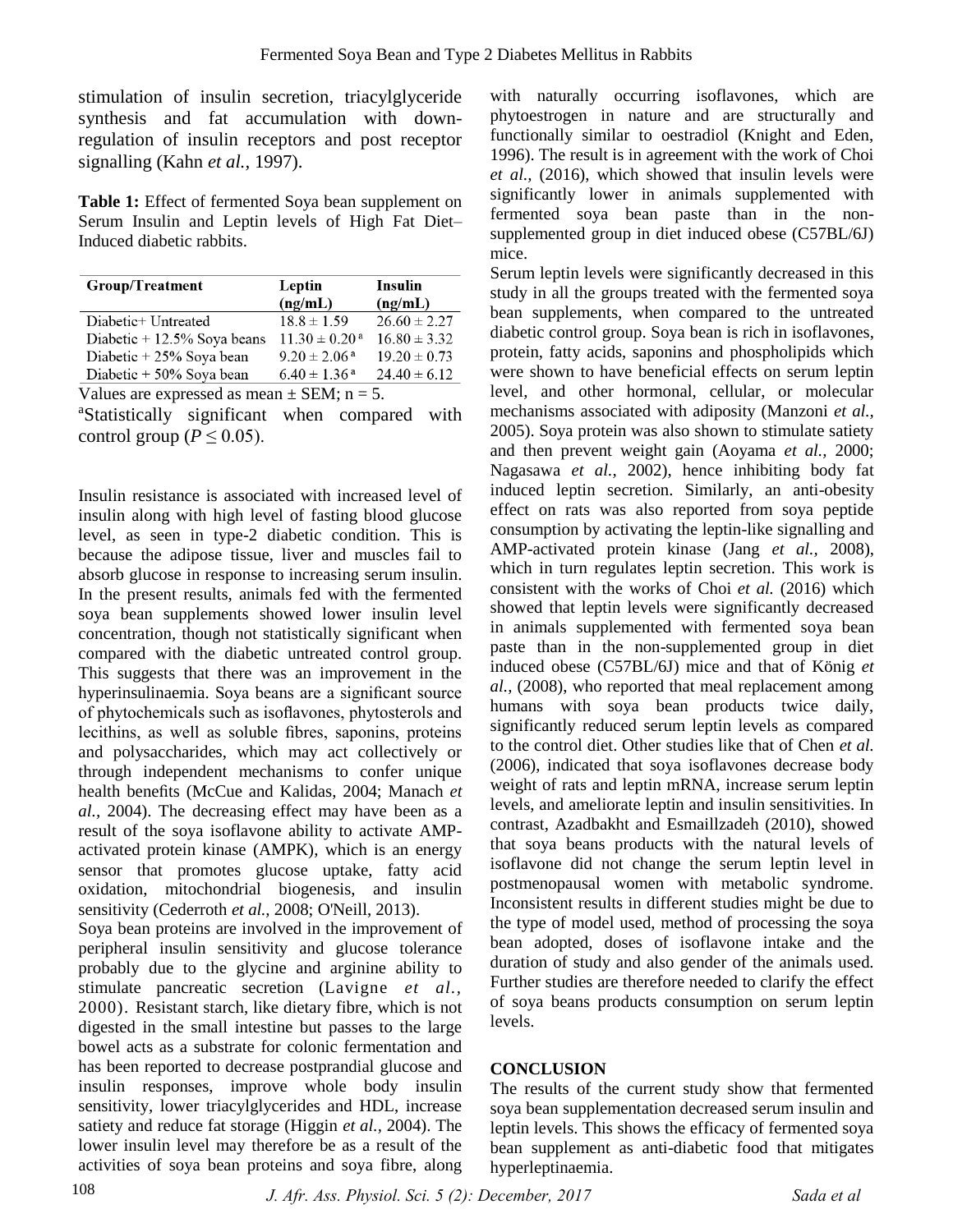stimulation of insulin secretion, triacylglyceride synthesis and fat accumulation with down-regulation of insulin receptors and post receptor signalling (Kahn *et al.,* 1997).

**Table 1:** Effect of fermented Soya bean supplement on Serum Insulin and Leptin levels of High Fat Diet–Induced diabetic rabbits.

| Group/Treatment | Leptin (ng/mL) | Insulin (ng/mL) |
|---|---|---|
| Diabetic+ Untreated | 18.8 ± 1.59 | 26.60 ± 2.27 |
| Diabetic + 12.5% Soya beans | 11.30 ± 0.20 [a] | 16.80 ± 3.32 |
| Diabetic + 25% Soya bean | 9.20 ± 2.06 [a] | 19.20 ± 0.73 |
| Diabetic + 50% Soya bean | 6.40 ± 1.36 [a] | 24.40 ± 6.12 |

Values are expressed as mean ± SEM; n = 5.

[a]Statistically significant when compared with control group ($P \leq 0.05$).

Insulin resistance is associated with increased level of insulin along with high level of fasting blood glucose level, as seen in type-2 diabetic condition. This is because the adipose tissue, liver and muscles fail to absorb glucose in response to increasing serum insulin. In the present results, animals fed with the fermented soya bean supplements showed lower insulin level concentration, though not statistically significant when compared with the diabetic untreated control group. This suggests that there was an improvement in the hyperinsulinaemia. Soya beans are a significant source of phytochemicals such as isoflavones, phytosterols and lecithins, as well as soluble fibres, saponins, proteins and polysaccharides, which may act collectively or through independent mechanisms to confer unique health benefits (McCue and Kalidas, 2004; Manach *et al.,* 2004). The decreasing effect may have been as a result of the soya isoflavone ability to activate AMP-activated protein kinase (AMPK), which is an energy sensor that promotes glucose uptake, fatty acid oxidation, mitochondrial biogenesis, and insulin sensitivity (Cederroth *et al.,* 2008; O'Neill, 2013).

Soya bean proteins are involved in the improvement of peripheral insulin sensitivity and glucose tolerance probably due to the glycine and arginine ability to stimulate pancreatic secretion (Lavigne *et al.,* 2000). Resistant starch, like dietary fibre, which is not digested in the small intestine but passes to the large bowel acts as a substrate for colonic fermentation and has been reported to decrease postprandial glucose and insulin responses, improve whole body insulin sensitivity, lower triacylglycerides and HDL, increase satiety and reduce fat storage (Higgin *et al.,* 2004). The lower insulin level may therefore be as a result of the activities of soya bean proteins and soya fibre, along with naturally occurring isoflavones, which are phytoestrogen in nature and are structurally and functionally similar to oestradiol (Knight and Eden, 1996). The result is in agreement with the work of Choi *et al.,* (2016), which showed that insulin levels were significantly lower in animals supplemented with fermented soya bean paste than in the non-supplemented group in diet induced obese (C57BL/6J) mice.

Serum leptin levels were significantly decreased in this study in all the groups treated with the fermented soya bean supplements, when compared to the untreated diabetic control group. Soya bean is rich in isoflavones, protein, fatty acids, saponins and phospholipids which were shown to have beneficial effects on serum leptin level, and other hormonal, cellular, or molecular mechanisms associated with adiposity (Manzoni *et al.,* 2005). Soya protein was also shown to stimulate satiety and then prevent weight gain (Aoyama *et al.,* 2000; Nagasawa *et al.,* 2002), hence inhibiting body fat induced leptin secretion. Similarly, an anti-obesity effect on rats was also reported from soya peptide consumption by activating the leptin-like signalling and AMP-activated protein kinase (Jang *et al.,* 2008), which in turn regulates leptin secretion. This work is consistent with the works of Choi *et al.* (2016) which showed that leptin levels were significantly decreased in animals supplemented with fermented soya bean paste than in the non-supplemented group in diet induced obese (C57BL/6J) mice and that of König *et al.,* (2008), who reported that meal replacement among humans with soya bean products twice daily, significantly reduced serum leptin levels as compared to the control diet. Other studies like that of Chen *et al.* (2006), indicated that soya isoflavones decrease body weight of rats and leptin mRNA, increase serum leptin levels, and ameliorate leptin and insulin sensitivities. In contrast, Azadbakht and Esmaillzadeh (2010), showed that soya beans products with the natural levels of isoflavone did not change the serum leptin level in postmenopausal women with metabolic syndrome. Inconsistent results in different studies might be due to the type of model used, method of processing the soya bean adopted, doses of isoflavone intake and the duration of study and also gender of the animals used. Further studies are therefore needed to clarify the effect of soya beans products consumption on serum leptin levels.

## CONCLUSION

The results of the current study show that fermented soya bean supplementation decreased serum insulin and leptin levels. This shows the efficacy of fermented soya bean supplement as anti-diabetic food that mitigates hyperleptinaemia.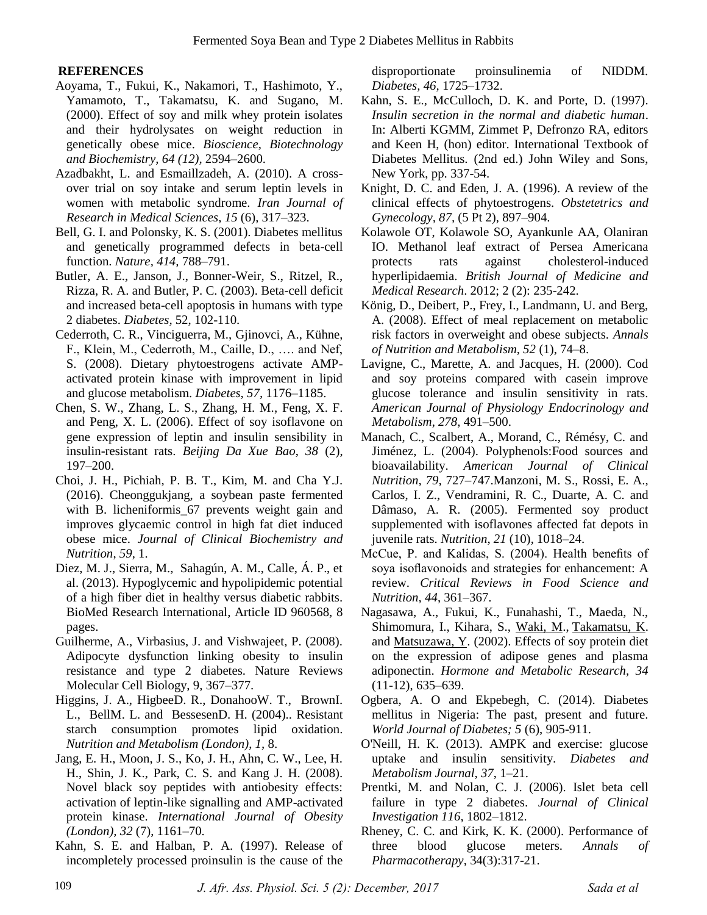**REFERENCES**

Aoyama, T., Fukui, K., Nakamori, T., Hashimoto, Y., Yamamoto, T., Takamatsu, K. and Sugano, M. (2000). Effect of soy and milk whey protein isolates and their hydrolysates on weight reduction in genetically obese mice. *Bioscience, Biotechnology and Biochemistry, 64 (12),* 2594–2600.

Azadbakht, L. and Esmaillzadeh, A. (2010). A cross-over trial on soy intake and serum leptin levels in women with metabolic syndrome. *Iran Journal of Research in Medical Sciences*, *15* (6), 317–323.

Bell, G. I. and Polonsky, K. S. (2001). Diabetes mellitus and genetically programmed defects in beta-cell function*. Nature*, *414,* 788–791.

Butler, A. E., Janson, J., Bonner-Weir, S., Ritzel, R., Rizza, R. A. and Butler, P. C. (2003). Beta-cell deficit and increased beta-cell apoptosis in humans with type 2 diabetes. *Diabetes*, 52, 102-110.

Cederroth, C. R., Vinciguerra, M., Gjinovci, A., Kühne, F., Klein, M., Cederroth, M., Caille, D., …. and Nef, S. (2008). Dietary phytoestrogens activate AMP-activated protein kinase with improvement in lipid and glucose metabolism. *Diabetes, 57,* 1176–1185.

Chen, S. W., Zhang, L. S., Zhang, H. M., Feng, X. F. and Peng, X. L. (2006). Effect of soy isoflavone on gene expression of leptin and insulin sensibility in insulin-resistant rats. *Beijing Da Xue Bao*, *38* (2), 197–200.

Choi, J. H., Pichiah, P. B. T., Kim, M. and Cha Y.J. (2016). Cheonggukjang, a soybean paste fermented with B. licheniformis_67 prevents weight gain and improves glycaemic control in high fat diet induced obese mice. *Journal of Clinical Biochemistry and Nutrition*, *59,* 1.

Diez, M. J., Sierra, M., Sahagún, A. M., Calle, Á. P., et al. (2013). Hypoglycemic and hypolipidemic potential of a high fiber diet in healthy versus diabetic rabbits. BioMed Research International, Article ID 960568, 8 pages.

Guilherme, A., Virbasius, J. and Vishwajeet, P. (2008). Adipocyte dysfunction linking obesity to insulin resistance and type 2 diabetes. Nature Reviews Molecular Cell Biology, 9, 367–377.

Higgins, J. A., HigbeeD. R., DonahooW. T., BrownI. L., BellM. L. and BessesenD. H. (2004).. Resistant starch consumption promotes lipid oxidation. *Nutrition and Metabolism (London), 1*, 8.

Jang, E. H., Moon, J. S., Ko, J. H., Ahn, C. W., Lee, H. H., Shin, J. K., Park, C. S. and Kang J. H. (2008). Novel black soy peptides with antiobesity effects: activation of leptin-like signalling and AMP-activated protein kinase. *International Journal of Obesity (London), 32* (7), 1161–70.

Kahn, S. E. and Halban, P. A. (1997). Release of incompletely processed proinsulin is the cause of the disproportionate proinsulinemia of NIDDM. *Diabetes, 46,* 1725–1732.

Kahn, S. E., McCulloch, D. K. and Porte, D. (1997). *Insulin secretion in the normal and diabetic human*. In: Alberti KGMM, Zimmet P, Defronzo RA, editors and Keen H, (hon) editor. International Textbook of Diabetes Mellitus. (2nd ed.) John Wiley and Sons, New York, pp. 337-54.

Knight, D. C. and Eden, J. A. (1996). A review of the clinical effects of phytoestrogens. *Obstetetrics and Gynecology*, *87*, (5 Pt 2), 897–904.

Kolawole OT, Kolawole SO, Ayankunle AA, Olaniran IO. Methanol leaf extract of Persea Americana protects rats against cholesterol-induced hyperlipidaemia. *British Journal of Medicine and Medical Research*. 2012; 2 (2): 235-242.

König, D., Deibert, P., Frey, I., Landmann, U. and Berg, A. (2008). Effect of meal replacement on metabolic risk factors in overweight and obese subjects. *Annals of Nutrition and Metabolism, 52* (1), 74–8.

Lavigne, C., Marette, A. and Jacques, H. (2000). Cod and soy proteins compared with casein improve glucose tolerance and insulin sensitivity in rats. *American Journal of Physiology Endocrinology and Metabolism*, *278*, 491–500.

Manach, C., Scalbert, A., Morand, C., Rémésy, C. and Jiménez, L. (2004). Polyphenols:Food sources and bioavailability. *American Journal of Clinical Nutrition, 79,* 727–747.Manzoni, M. S., Rossi, E. A., Carlos, I. Z., Vendramini, R. C., Duarte, A. C. and Dâmaso, A. R. (2005). Fermented soy product supplemented with isoflavones affected fat depots in juvenile rats. *Nutrition*, *21* (10), 1018–24.

McCue, P. and Kalidas, S. (2004). Health benefits of soya isoflavonoids and strategies for enhancement: A review. *Critical Reviews in Food Science and Nutrition, 44*, 361–367.

Nagasawa, A., Fukui, K., Funahashi, T., Maeda, N., Shimomura, I., Kihara, S., Waki, M., Takamatsu, K. and Matsuzawa, Y. (2002). Effects of soy protein diet on the expression of adipose genes and plasma adiponectin. *Hormone and Metabolic Research*, *34* (11-12), 635–639.

Ogbera, A. O and Ekpebegh, C. (2014). Diabetes mellitus in Nigeria: The past, present and future. *World Journal of Diabetes; 5* (6), 905-911.

O'Neill, H. K. (2013). AMPK and exercise: glucose uptake and insulin sensitivity. *Diabetes and Metabolism Journal*, *37*, 1–21.

Prentki, M. and Nolan, C. J. (2006). Islet beta cell failure in type 2 diabetes. *Journal of Clinical Investigation 116*, 1802–1812.

Rheney, C. C. and Kirk, K. K. (2000). Performance of three blood glucose meters. *Annals of Pharmacotherapy*, 34(3):317-21.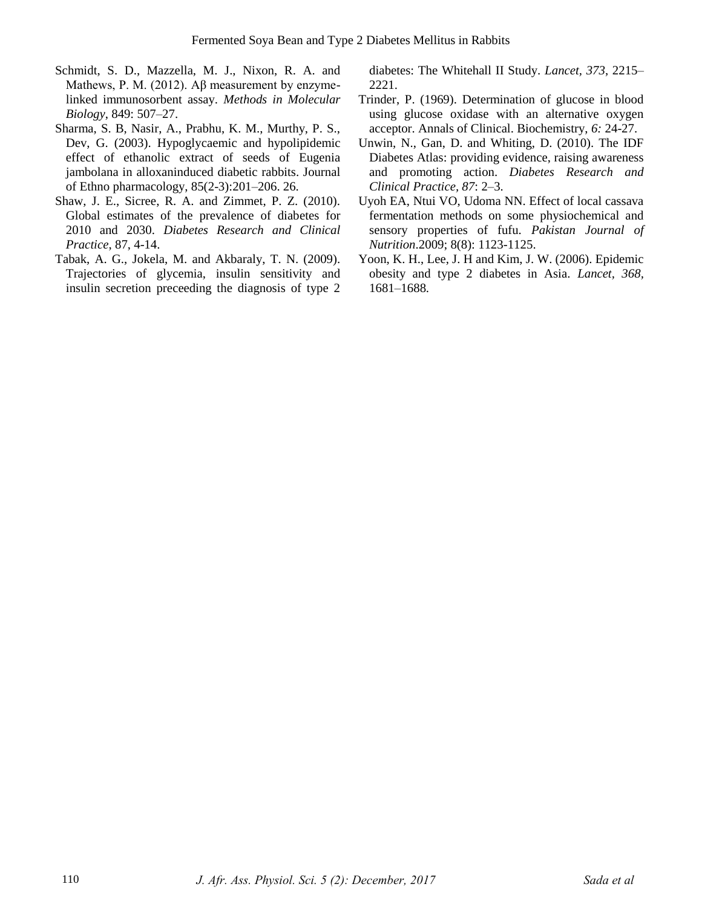Schmidt, S. D., Mazzella, M. J., Nixon, R. A. and Mathews, P. M. (2012). Aβ measurement by enzyme-linked immunosorbent assay. *Methods in Molecular Biology*, 849: 507–27.

Sharma, S. B, Nasir, A., Prabhu, K. M., Murthy, P. S., Dev, G. (2003). Hypoglycaemic and hypolipidemic effect of ethanolic extract of seeds of Eugenia jambolana in alloxaninduced diabetic rabbits. Journal of Ethno pharmacology, 85(2-3):201–206. 26.

Shaw, J. E., Sicree, R. A. and Zimmet, P. Z. (2010). Global estimates of the prevalence of diabetes for 2010 and 2030. *Diabetes Research and Clinical Practice*, 87, 4-14.

Tabak, A. G., Jokela, M. and Akbaraly, T. N. (2009). Trajectories of glycemia, insulin sensitivity and insulin secretion preceeding the diagnosis of type 2 diabetes: The Whitehall II Study. *Lancet, 373*, 2215–2221.

Trinder, P. (1969). Determination of glucose in blood using glucose oxidase with an alternative oxygen acceptor. Annals of Clinical. Biochemistry, *6:* 24-27.

Unwin, N., Gan, D. and Whiting, D. (2010). The IDF Diabetes Atlas: providing evidence, raising awareness and promoting action. *Diabetes Research and Clinical Practice, 87*: 2–3.

Uyoh EA, Ntui VO, Udoma NN. Effect of local cassava fermentation methods on some physiochemical and sensory properties of fufu. *Pakistan Journal of Nutrition*.2009; 8(8): 1123-1125.

Yoon, K. H., Lee, J. H and Kim, J. W. (2006). Epidemic obesity and type 2 diabetes in Asia. *Lancet, 368,* 1681–1688.